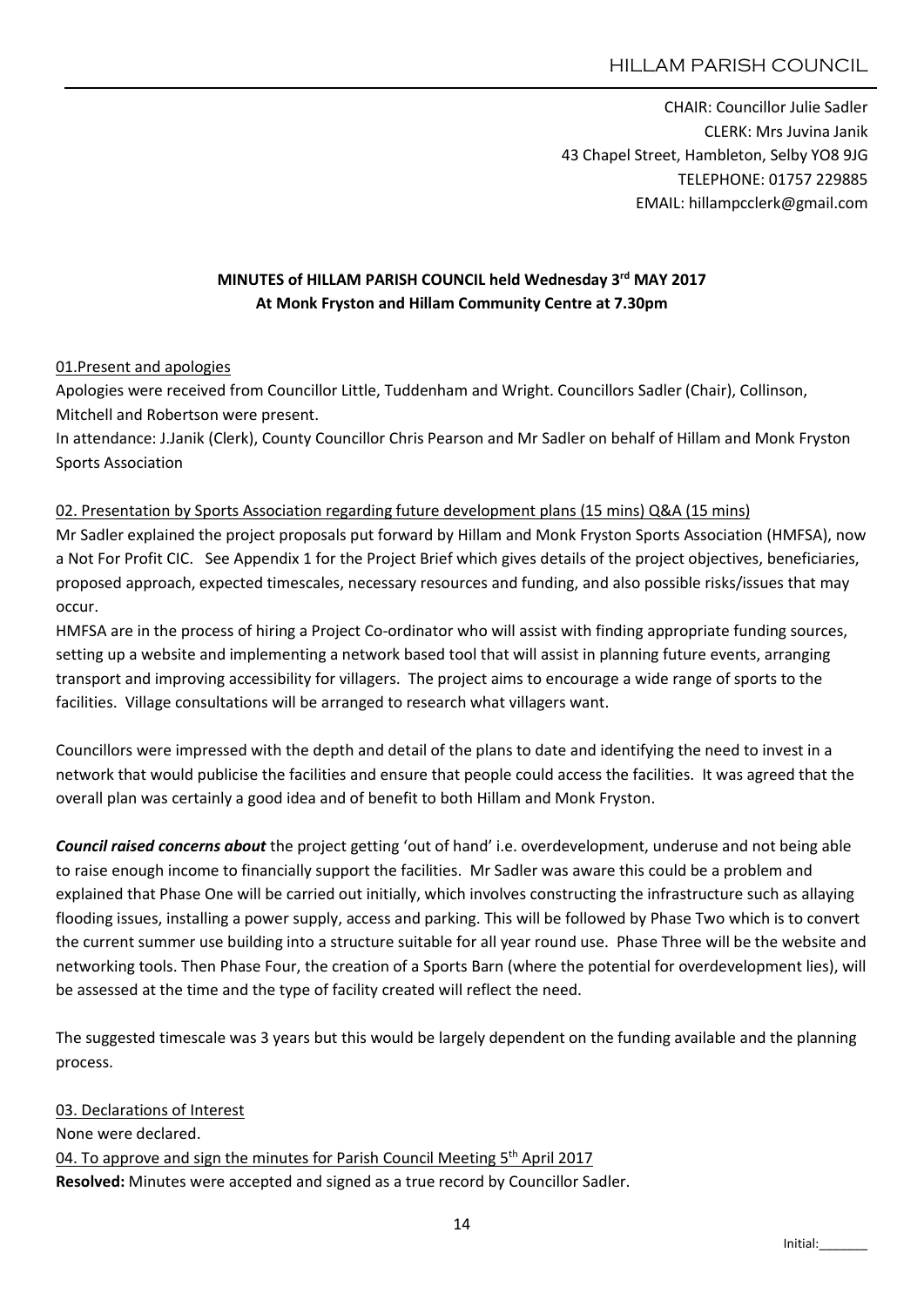# HILLAM PARISH COUNCIL

CHAIR: Councillor Julie Sadler
CLERK: Mrs Juvina Janik
43 Chapel Street, Hambleton, Selby YO8 9JG
TELEPHONE: 01757 229885
EMAIL: hillampcclerk@gmail.com

**MINUTES of HILLAM PARISH COUNCIL held Wednesday 3rd MAY 2017**
**At Monk Fryston and Hillam Community Centre at 7.30pm**

01.Present and apologies

Apologies were received from Councillor Little, Tuddenham and Wright. Councillors Sadler (Chair), Collinson, Mitchell and Robertson were present.

In attendance: J.Janik (Clerk), County Councillor Chris Pearson and Mr Sadler on behalf of Hillam and Monk Fryston Sports Association

02. Presentation by Sports Association regarding future development plans (15 mins) Q&A (15 mins)

Mr Sadler explained the project proposals put forward by Hillam and Monk Fryston Sports Association (HMFSA), now a Not For Profit CIC. See Appendix 1 for the Project Brief which gives details of the project objectives, beneficiaries, proposed approach, expected timescales, necessary resources and funding, and also possible risks/issues that may occur.

HMFSA are in the process of hiring a Project Co-ordinator who will assist with finding appropriate funding sources, setting up a website and implementing a network based tool that will assist in planning future events, arranging transport and improving accessibility for villagers. The project aims to encourage a wide range of sports to the facilities. Village consultations will be arranged to research what villagers want.

Councillors were impressed with the depth and detail of the plans to date and identifying the need to invest in a network that would publicise the facilities and ensure that people could access the facilities. It was agreed that the overall plan was certainly a good idea and of benefit to both Hillam and Monk Fryston.

***Council raised concerns about*** the project getting 'out of hand' i.e. overdevelopment, underuse and not being able to raise enough income to financially support the facilities. Mr Sadler was aware this could be a problem and explained that Phase One will be carried out initially, which involves constructing the infrastructure such as allaying flooding issues, installing a power supply, access and parking. This will be followed by Phase Two which is to convert the current summer use building into a structure suitable for all year round use. Phase Three will be the website and networking tools. Then Phase Four, the creation of a Sports Barn (where the potential for overdevelopment lies), will be assessed at the time and the type of facility created will reflect the need.

The suggested timescale was 3 years but this would be largely dependent on the funding available and the planning process.

03. Declarations of Interest

None were declared.

04. To approve and sign the minutes for Parish Council Meeting 5th April 2017

**Resolved:** Minutes were accepted and signed as a true record by Councillor Sadler.

Initial:_______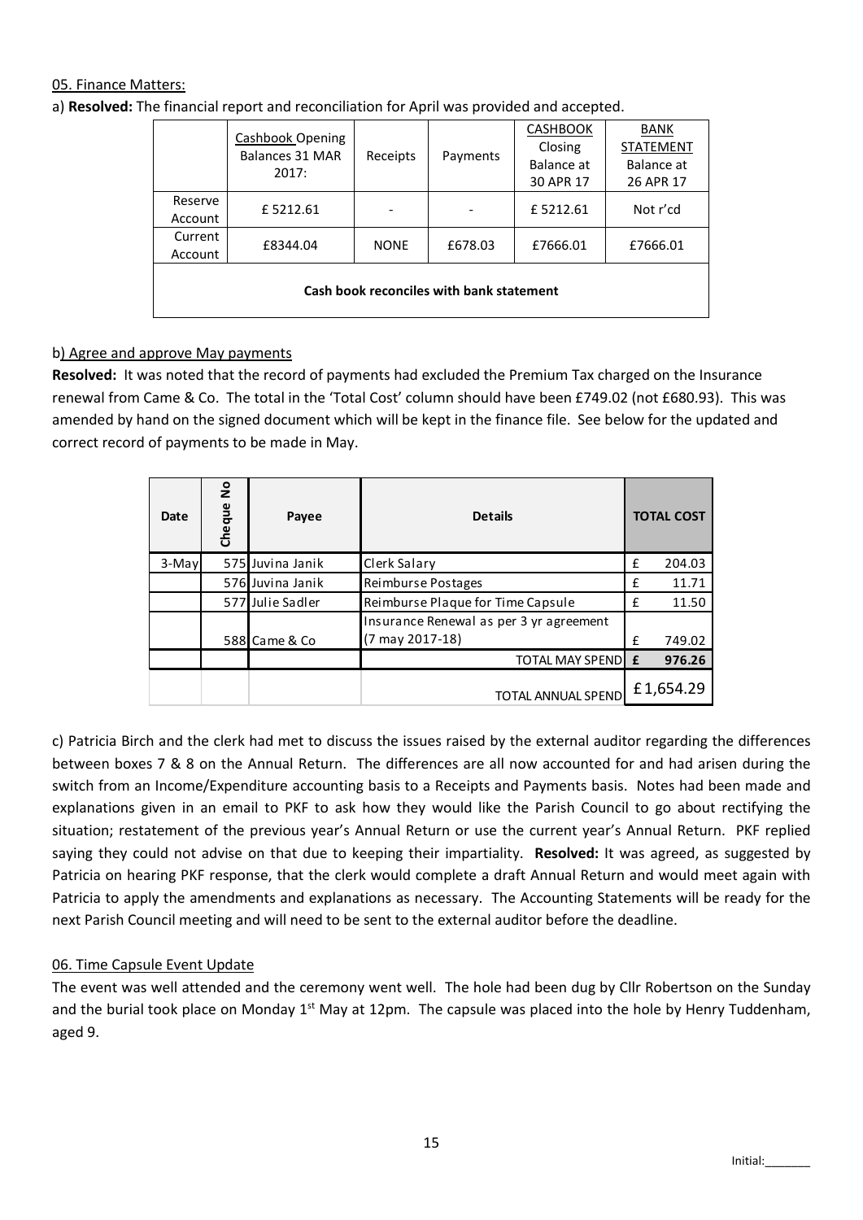05. Finance Matters:

a) **Resolved:** The financial report and reconciliation for April was provided and accepted.

| | Cashbook Opening Balances 31 MAR 2017: | Receipts | Payments | CASHBOOK Closing Balance at 30 APR 17 | BANK STATEMENT Balance at 26 APR 17 |
|---|---|---|---|---|---|
| Reserve Account | £ 5212.61 | - | - | £ 5212.61 | Not r'cd |
| Current Account | £8344.04 | NONE | £678.03 | £7666.01 | £7666.01 |
| **Cash book reconciles with bank statement** | | | | | |

b) Agree and approve May payments

**Resolved:** It was noted that the record of payments had excluded the Premium Tax charged on the Insurance renewal from Came & Co. The total in the 'Total Cost' column should have been £749.02 (not £680.93). This was amended by hand on the signed document which will be kept in the finance file. See below for the updated and correct record of payments to be made in May.

| Date | Cheque No | Payee | Details | TOTAL COST |
|---|---|---|---|---|
| 3-May | 575 | Juvina Janik | Clerk Salary | £ 204.03 |
| | 576 | Juvina Janik | Reimburse Postages | £ 11.71 |
| | 577 | Julie Sadler | Reimburse Plaque for Time Capsule | £ 11.50 |
| | 588 | Came & Co | Insurance Renewal as per 3 yr agreement (7 may 2017-18) | £ 749.02 |
| | | | TOTAL MAY SPEND | **£ 976.26** |
| | | | TOTAL ANNUAL SPEND | £1,654.29 |

c) Patricia Birch and the clerk had met to discuss the issues raised by the external auditor regarding the differences between boxes 7 & 8 on the Annual Return. The differences are all now accounted for and had arisen during the switch from an Income/Expenditure accounting basis to a Receipts and Payments basis. Notes had been made and explanations given in an email to PKF to ask how they would like the Parish Council to go about rectifying the situation; restatement of the previous year's Annual Return or use the current year's Annual Return. PKF replied saying they could not advise on that due to keeping their impartiality. **Resolved:** It was agreed, as suggested by Patricia on hearing PKF response, that the clerk would complete a draft Annual Return and would meet again with Patricia to apply the amendments and explanations as necessary. The Accounting Statements will be ready for the next Parish Council meeting and will need to be sent to the external auditor before the deadline.

06. Time Capsule Event Update

The event was well attended and the ceremony went well. The hole had been dug by Cllr Robertson on the Sunday and the burial took place on Monday 1st May at 12pm. The capsule was placed into the hole by Henry Tuddenham, aged 9.

Initial:_______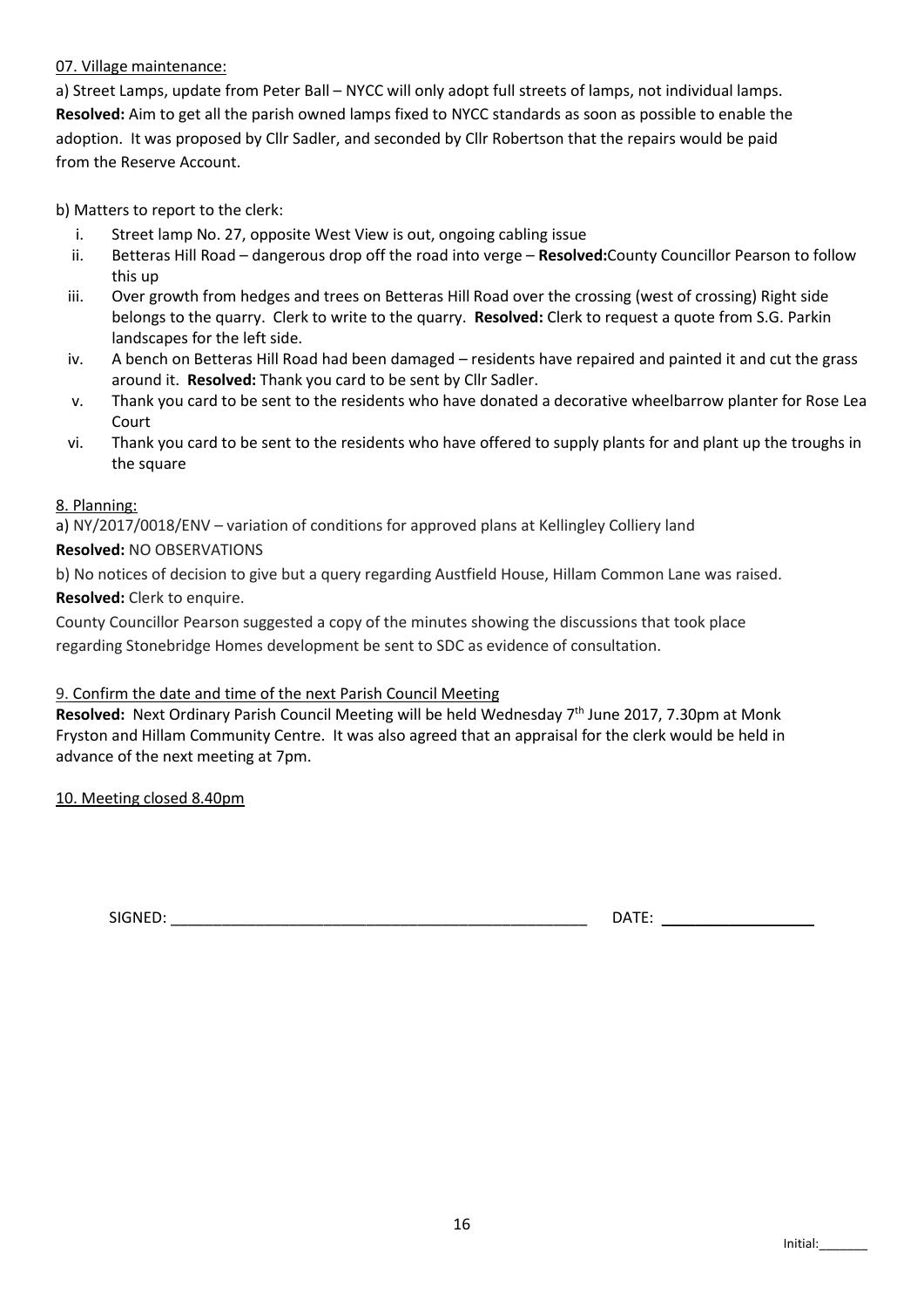07. Village maintenance:

a) Street Lamps, update from Peter Ball – NYCC will only adopt full streets of lamps, not individual lamps. **Resolved:** Aim to get all the parish owned lamps fixed to NYCC standards as soon as possible to enable the adoption. It was proposed by Cllr Sadler, and seconded by Cllr Robertson that the repairs would be paid from the Reserve Account.

b) Matters to report to the clerk:

i. Street lamp No. 27, opposite West View is out, ongoing cabling issue
ii. Betteras Hill Road – dangerous drop off the road into verge – **Resolved:**County Councillor Pearson to follow this up
iii. Over growth from hedges and trees on Betteras Hill Road over the crossing (west of crossing) Right side belongs to the quarry. Clerk to write to the quarry. **Resolved:** Clerk to request a quote from S.G. Parkin landscapes for the left side.
iv. A bench on Betteras Hill Road had been damaged – residents have repaired and painted it and cut the grass around it. **Resolved:** Thank you card to be sent by Cllr Sadler.
v. Thank you card to be sent to the residents who have donated a decorative wheelbarrow planter for Rose Lea Court
vi. Thank you card to be sent to the residents who have offered to supply plants for and plant up the troughs in the square

8. Planning:

a) NY/2017/0018/ENV – variation of conditions for approved plans at Kellingley Colliery land

**Resolved:** NO OBSERVATIONS

b) No notices of decision to give but a query regarding Austfield House, Hillam Common Lane was raised.

**Resolved:** Clerk to enquire.

County Councillor Pearson suggested a copy of the minutes showing the discussions that took place regarding Stonebridge Homes development be sent to SDC as evidence of consultation.

9. Confirm the date and time of the next Parish Council Meeting

**Resolved:** Next Ordinary Parish Council Meeting will be held Wednesday 7th June 2017, 7.30pm at Monk Fryston and Hillam Community Centre. It was also agreed that an appraisal for the clerk would be held in advance of the next meeting at 7pm.

10. Meeting closed 8.40pm

SIGNED: ______________________________________________ DATE: ________________

Initial:______